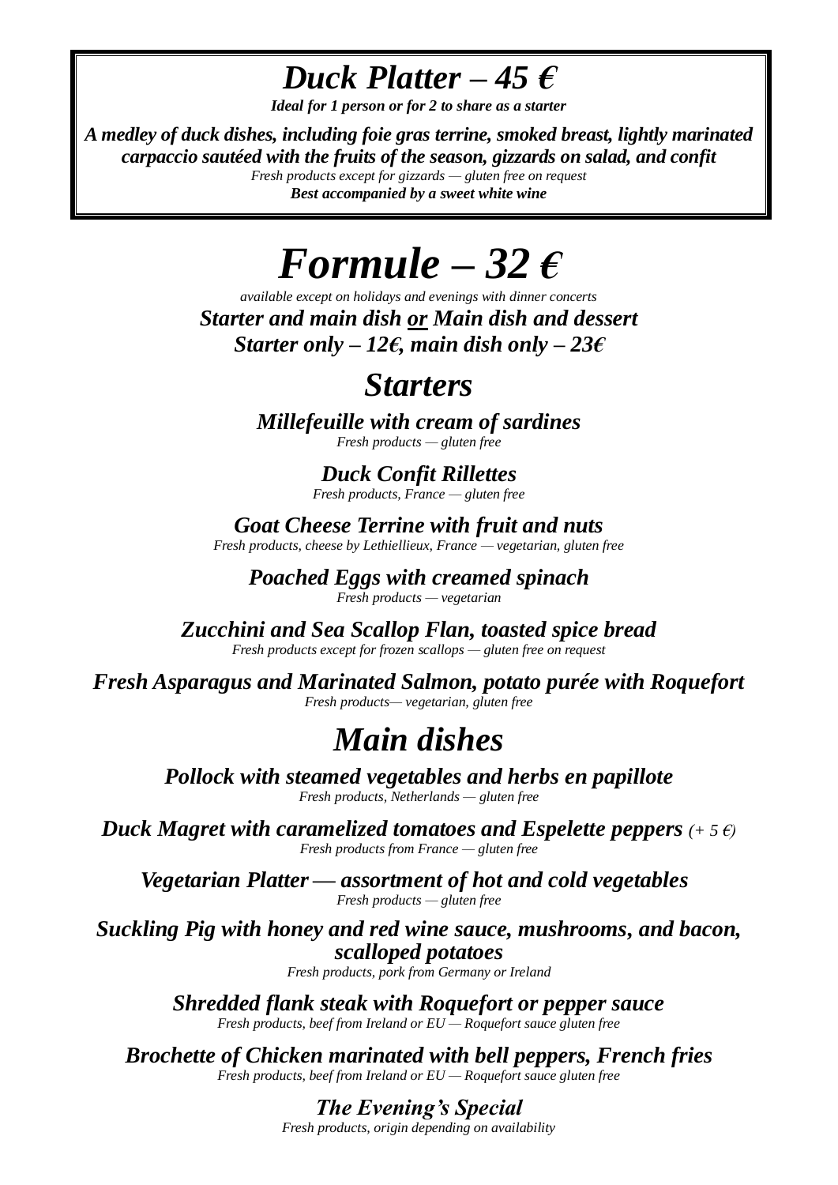# *Duck Platter – 45 €*

***Ideal for 1 person or for 2 to share as a starter***

***A medley of duck dishes, including foie gras terrine, smoked breast, lightly marinated carpaccio sautéed with the fruits of the season, gizzards on salad, and confit***

*Fresh products except for gizzards — gluten free on request*

***Best accompanied by a sweet white wine***

# *Formule – 32 €*

*available except on holidays and evenings with dinner concerts*

***Starter and main dish <u>or</u> Main dish and dessert***

***Starter only – 12€, main dish only – 23€***

## *Starters*

***Millefeuille with cream of sardines***
*Fresh products — gluten free*

***Duck Confit Rillettes***
*Fresh products, France — gluten free*

***Goat Cheese Terrine with fruit and nuts***
*Fresh products, cheese by Lethiellieux, France — vegetarian, gluten free*

***Poached Eggs with creamed spinach***
*Fresh products — vegetarian*

***Zucchini and Sea Scallop Flan, toasted spice bread***
*Fresh products except for frozen scallops — gluten free on request*

***Fresh Asparagus and Marinated Salmon, potato purée with Roquefort***
*Fresh products— vegetarian, gluten free*

## *Main dishes*

***Pollock with steamed vegetables and herbs en papillote***
*Fresh products, Netherlands — gluten free*

***Duck Magret with caramelized tomatoes and Espelette peppers*** *(+ 5 €)*
*Fresh products from France — gluten free*

***Vegetarian Platter — assortment of hot and cold vegetables***
*Fresh products — gluten free*

***Suckling Pig with honey and red wine sauce, mushrooms, and bacon, scalloped potatoes***
*Fresh products, pork from Germany or Ireland*

***Shredded flank steak with Roquefort or pepper sauce***
*Fresh products, beef from Ireland or EU — Roquefort sauce gluten free*

***Brochette of Chicken marinated with bell peppers, French fries***
*Fresh products, beef from Ireland or EU — Roquefort sauce gluten free*

***The Evening's Special***
*Fresh products, origin depending on availability*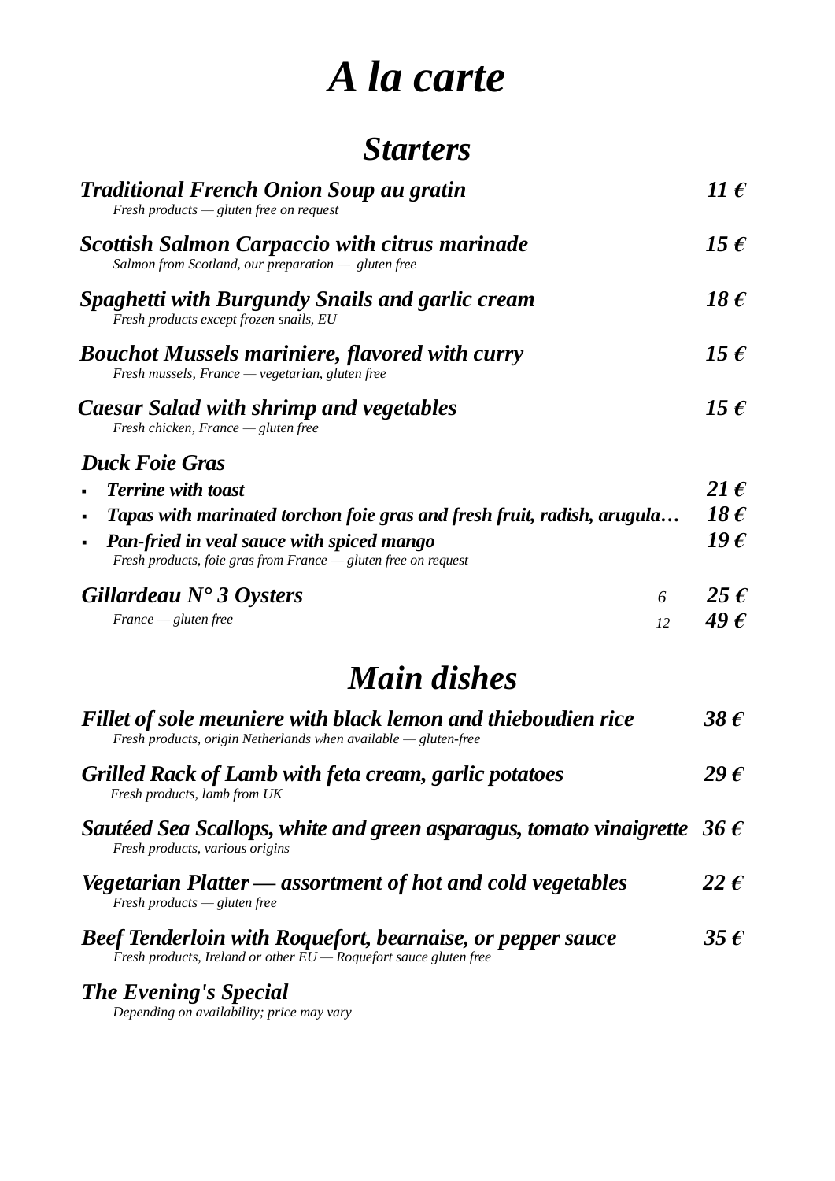# *A la carte*

## *Starters*

***Traditional French Onion Soup au gratin*** — ***11 €***
*Fresh products — gluten free on request*

***Scottish Salmon Carpaccio with citrus marinade*** — ***15 €***
*Salmon from Scotland, our preparation — gluten free*

***Spaghetti with Burgundy Snails and garlic cream*** — ***18 €***
*Fresh products except frozen snails, EU*

***Bouchot Mussels mariniere, flavored with curry*** — ***15 €***
*Fresh mussels, France — vegetarian, gluten free*

***Caesar Salad with shrimp and vegetables*** — ***15 €***
*Fresh chicken, France — gluten free*

***Duck Foie Gras***

- ***Terrine with toast*** — ***21 €***
- ***Tapas with marinated torchon foie gras and fresh fruit, radish, arugula…*** — ***18 €***
- ***Pan-fried in veal sauce with spiced mango*** — ***19 €***
  *Fresh products, foie gras from France — gluten free on request*

***Gillardeau N° 3 Oysters*** — *6* — ***25 €***
*France — gluten free* — *12* — ***49 €***

## *Main dishes*

***Fillet of sole meuniere with black lemon and thieboudien rice*** — ***38 €***
*Fresh products, origin Netherlands when available — gluten-free*

***Grilled Rack of Lamb with feta cream, garlic potatoes*** — ***29 €***
*Fresh products, lamb from UK*

***Sautéed Sea Scallops, white and green asparagus, tomato vinaigrette*** — ***36 €***
*Fresh products, various origins*

***Vegetarian Platter — assortment of hot and cold vegetables*** — ***22 €***
*Fresh products — gluten free*

***Beef Tenderloin with Roquefort, bearnaise, or pepper sauce*** — ***35 €***
*Fresh products, Ireland or other EU — Roquefort sauce gluten free*

***The Evening's Special***
*Depending on availability; price may vary*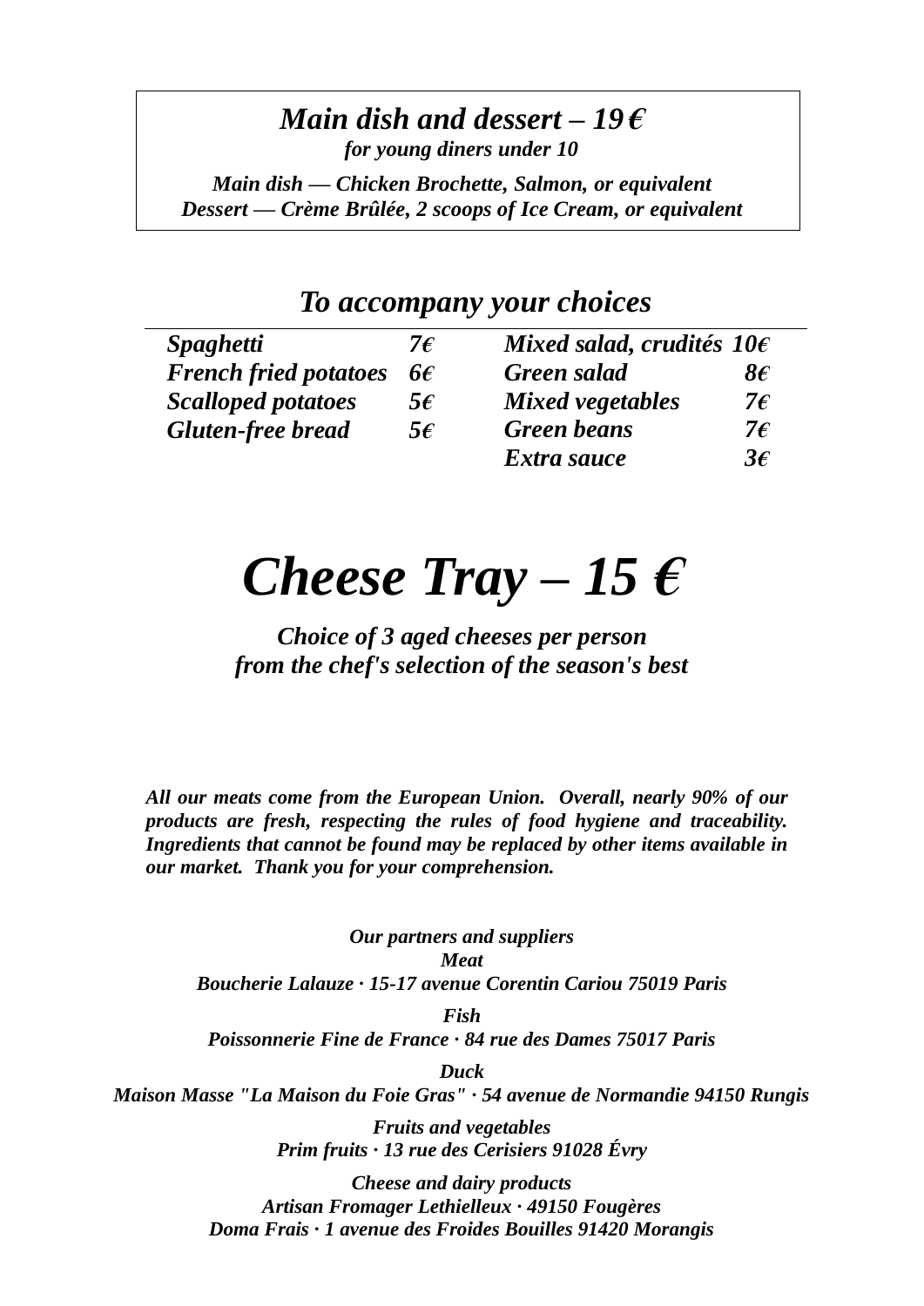## *Main dish and dessert – 19 €*

***for young diners under 10***

***Main dish — Chicken Brochette, Salmon, or equivalent***
***Dessert — Crème Brûlée, 2 scoops of Ice Cream, or equivalent***

## *To accompany your choices*

| | | | |
|---|---|---|---|
| ***Spaghetti*** | ***7€*** | ***Mixed salad, crudités*** | ***10€*** |
| ***French fried potatoes*** | ***6€*** | ***Green salad*** | ***8€*** |
| ***Scalloped potatoes*** | ***5€*** | ***Mixed vegetables*** | ***7€*** |
| ***Gluten-free bread*** | ***5€*** | ***Green beans*** | ***7€*** |
| | | ***Extra sauce*** | ***3€*** |

# *Cheese Tray – 15 €*

***Choice of 3 aged cheeses per person***
***from the chef's selection of the season's best***

***All our meats come from the European Union. Overall, nearly 90% of our products are fresh, respecting the rules of food hygiene and traceability. Ingredients that cannot be found may be replaced by other items available in our market. Thank you for your comprehension.***

***Our partners and suppliers***

***Meat***
***Boucherie Lalauze · 15-17 avenue Corentin Cariou 75019 Paris***

***Fish***
***Poissonnerie Fine de France · 84 rue des Dames 75017 Paris***

***Duck***
***Maison Masse "La Maison du Foie Gras" · 54 avenue de Normandie 94150 Rungis***

***Fruits and vegetables***
***Prim fruits · 13 rue des Cerisiers 91028 Évry***

***Cheese and dairy products***
***Artisan Fromager Lethielleux · 49150 Fougères***
***Doma Frais · 1 avenue des Froides Bouilles 91420 Morangis***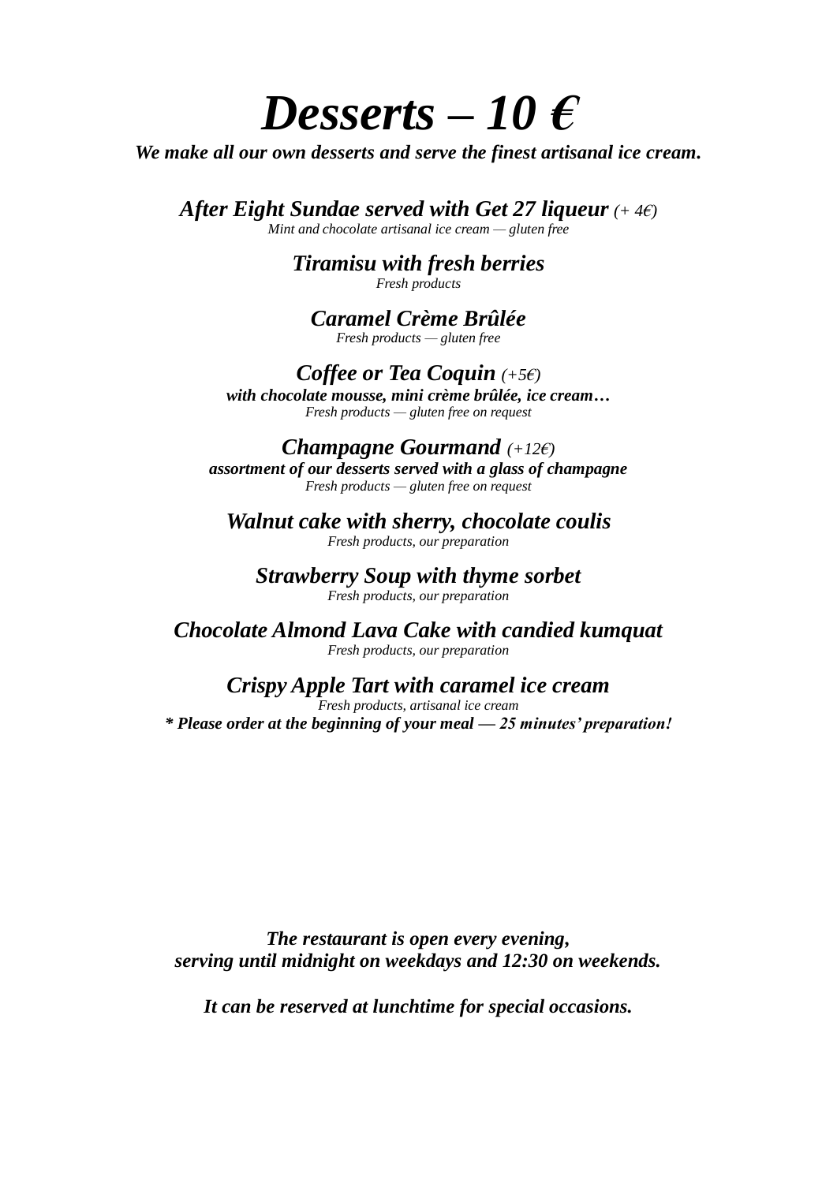# *Desserts – 10 €*

***We make all our own desserts and serve the finest artisanal ice cream.***

***After Eight Sundae served with Get 27 liqueur*** *(+ 4€)*
*Mint and chocolate artisanal ice cream — gluten free*

***Tiramisu with fresh berries***
*Fresh products*

***Caramel Crème Brûlée***
*Fresh products — gluten free*

***Coffee or Tea Coquin*** *(+5€)*
***with chocolate mousse, mini crème brûlée, ice cream…***
*Fresh products — gluten free on request*

***Champagne Gourmand*** *(+12€)*
***assortment of our desserts served with a glass of champagne***
*Fresh products — gluten free on request*

***Walnut cake with sherry, chocolate coulis***
*Fresh products, our preparation*

***Strawberry Soup with thyme sorbet***
*Fresh products, our preparation*

***Chocolate Almond Lava Cake with candied kumquat***
*Fresh products, our preparation*

***Crispy Apple Tart with caramel ice cream***
*Fresh products, artisanal ice cream*
***\* Please order at the beginning of your meal — 25 minutes' preparation!***

***The restaurant is open every evening,***
***serving until midnight on weekdays and 12:30 on weekends.***

***It can be reserved at lunchtime for special occasions.***